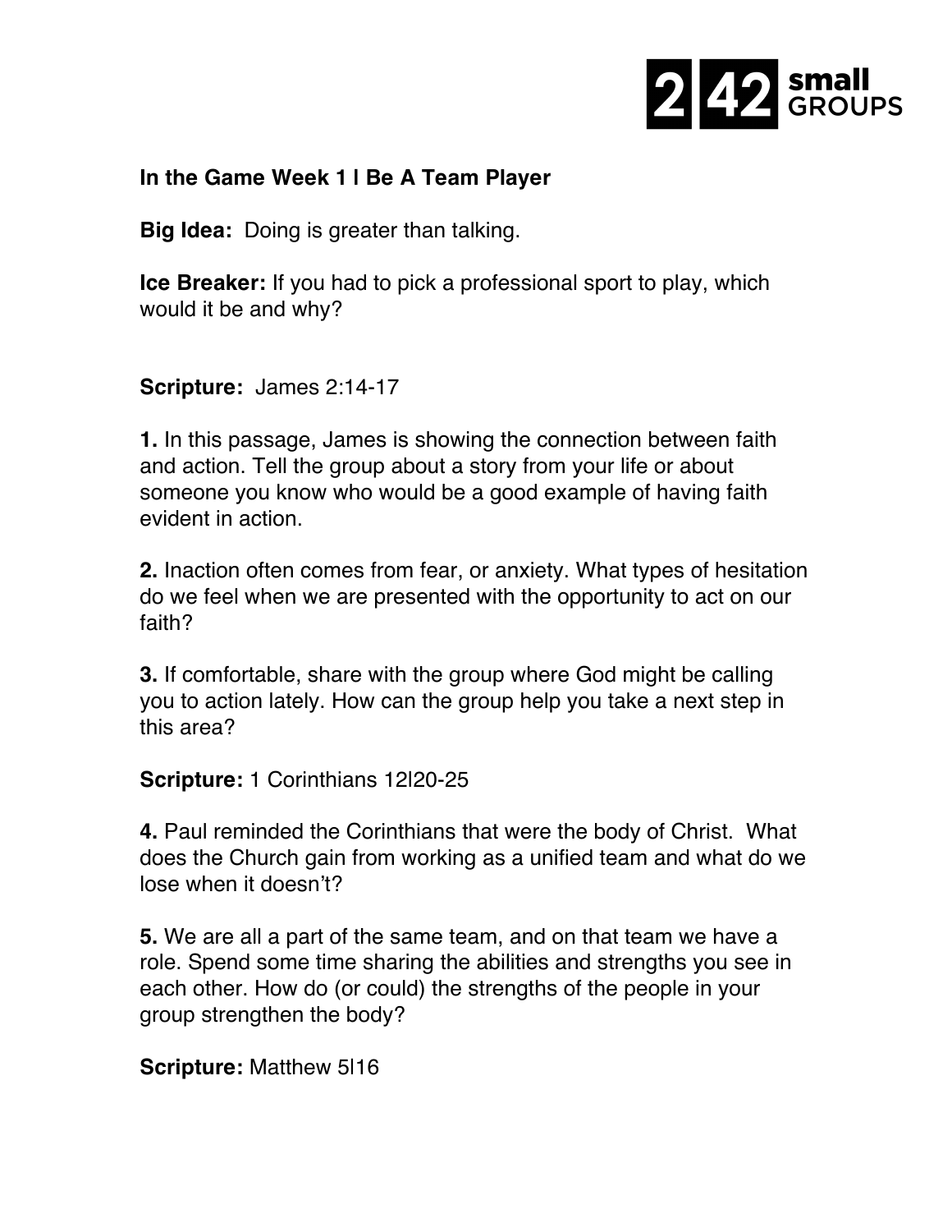2|42 small GROUPS

**In the Game Week 1 | Be A Team Player**

**Big Idea:** Doing is greater than talking.

**Ice Breaker:** If you had to pick a professional sport to play, which would it be and why?

**Scripture:** James 2:14-17

**1.** In this passage, James is showing the connection between faith and action. Tell the group about a story from your life or about someone you know who would be a good example of having faith evident in action.

**2.** Inaction often comes from fear, or anxiety. What types of hesitation do we feel when we are presented with the opportunity to act on our faith?

**3.** If comfortable, share with the group where God might be calling you to action lately. How can the group help you take a next step in this area?

**Scripture:** 1 Corinthians 12|20-25

**4.** Paul reminded the Corinthians that were the body of Christ. What does the Church gain from working as a unified team and what do we lose when it doesn't?

**5.** We are all a part of the same team, and on that team we have a role. Spend some time sharing the abilities and strengths you see in each other. How do (or could) the strengths of the people in your group strengthen the body?

**Scripture:** Matthew 5|16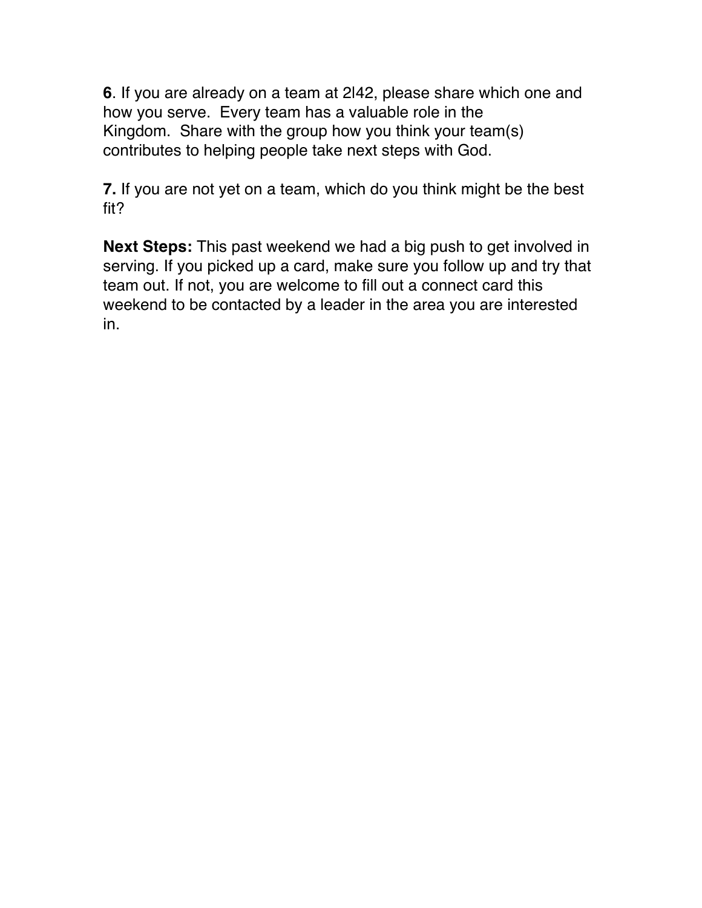**6**. If you are already on a team at 2l42, please share which one and how you serve. Every team has a valuable role in the Kingdom. Share with the group how you think your team(s) contributes to helping people take next steps with God.

**7.** If you are not yet on a team, which do you think might be the best fit?

**Next Steps:** This past weekend we had a big push to get involved in serving. If you picked up a card, make sure you follow up and try that team out. If not, you are welcome to fill out a connect card this weekend to be contacted by a leader in the area you are interested in.